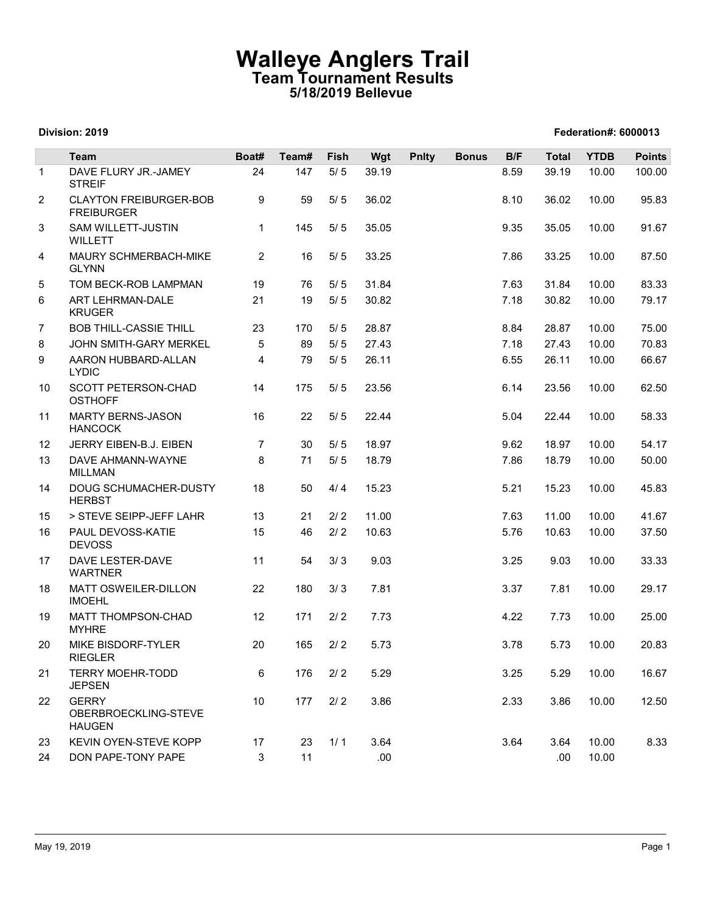# Walleye Anglers Trail

## Team Tournament Results

### 5/18/2019 Bellevue

**Division: 2019** **Federation#: 6000013**

| | Team | Boat# | Team# | Fish | Wgt | Pnlty | Bonus | B/F | Total | YTDB | Points |
|---|---|---|---|---|---|---|---|---|---|---|---|
| 1 | DAVE FLURY JR.-JAMEY STREIF | 24 | 147 | 5/ 5 | 39.19 | | | 8.59 | 39.19 | 10.00 | 100.00 |
| 2 | CLAYTON FREIBURGER-BOB FREIBURGER | 9 | 59 | 5/ 5 | 36.02 | | | 8.10 | 36.02 | 10.00 | 95.83 |
| 3 | SAM WILLETT-JUSTIN WILLETT | 1 | 145 | 5/ 5 | 35.05 | | | 9.35 | 35.05 | 10.00 | 91.67 |
| 4 | MAURY SCHMERBACH-MIKE GLYNN | 2 | 16 | 5/ 5 | 33.25 | | | 7.86 | 33.25 | 10.00 | 87.50 |
| 5 | TOM BECK-ROB LAMPMAN | 19 | 76 | 5/ 5 | 31.84 | | | 7.63 | 31.84 | 10.00 | 83.33 |
| 6 | ART LEHRMAN-DALE KRUGER | 21 | 19 | 5/ 5 | 30.82 | | | 7.18 | 30.82 | 10.00 | 79.17 |
| 7 | BOB THILL-CASSIE THILL | 23 | 170 | 5/ 5 | 28.87 | | | 8.84 | 28.87 | 10.00 | 75.00 |
| 8 | JOHN SMITH-GARY MERKEL | 5 | 89 | 5/ 5 | 27.43 | | | 7.18 | 27.43 | 10.00 | 70.83 |
| 9 | AARON HUBBARD-ALLAN LYDIC | 4 | 79 | 5/ 5 | 26.11 | | | 6.55 | 26.11 | 10.00 | 66.67 |
| 10 | SCOTT PETERSON-CHAD OSTHOFF | 14 | 175 | 5/ 5 | 23.56 | | | 6.14 | 23.56 | 10.00 | 62.50 |
| 11 | MARTY BERNS-JASON HANCOCK | 16 | 22 | 5/ 5 | 22.44 | | | 5.04 | 22.44 | 10.00 | 58.33 |
| 12 | JERRY EIBEN-B.J. EIBEN | 7 | 30 | 5/ 5 | 18.97 | | | 9.62 | 18.97 | 10.00 | 54.17 |
| 13 | DAVE AHMANN-WAYNE MILLMAN | 8 | 71 | 5/ 5 | 18.79 | | | 7.86 | 18.79 | 10.00 | 50.00 |
| 14 | DOUG SCHUMACHER-DUSTY HERBST | 18 | 50 | 4/ 4 | 15.23 | | | 5.21 | 15.23 | 10.00 | 45.83 |
| 15 | > STEVE SEIPP-JEFF LAHR | 13 | 21 | 2/ 2 | 11.00 | | | 7.63 | 11.00 | 10.00 | 41.67 |
| 16 | PAUL DEVOSS-KATIE DEVOSS | 15 | 46 | 2/ 2 | 10.63 | | | 5.76 | 10.63 | 10.00 | 37.50 |
| 17 | DAVE LESTER-DAVE WARTNER | 11 | 54 | 3/ 3 | 9.03 | | | 3.25 | 9.03 | 10.00 | 33.33 |
| 18 | MATT OSWEILER-DILLON IMOEHL | 22 | 180 | 3/ 3 | 7.81 | | | 3.37 | 7.81 | 10.00 | 29.17 |
| 19 | MATT THOMPSON-CHAD MYHRE | 12 | 171 | 2/ 2 | 7.73 | | | 4.22 | 7.73 | 10.00 | 25.00 |
| 20 | MIKE BISDORF-TYLER RIEGLER | 20 | 165 | 2/ 2 | 5.73 | | | 3.78 | 5.73 | 10.00 | 20.83 |
| 21 | TERRY MOEHR-TODD JEPSEN | 6 | 176 | 2/ 2 | 5.29 | | | 3.25 | 5.29 | 10.00 | 16.67 |
| 22 | GERRY OBERBROECKLING-STEVE HAUGEN | 10 | 177 | 2/ 2 | 3.86 | | | 2.33 | 3.86 | 10.00 | 12.50 |
| 23 | KEVIN OYEN-STEVE KOPP | 17 | 23 | 1/ 1 | 3.64 | | | 3.64 | 3.64 | 10.00 | 8.33 |
| 24 | DON PAPE-TONY PAPE | 3 | 11 | | .00 | | | | .00 | 10.00 | |

May 19, 2019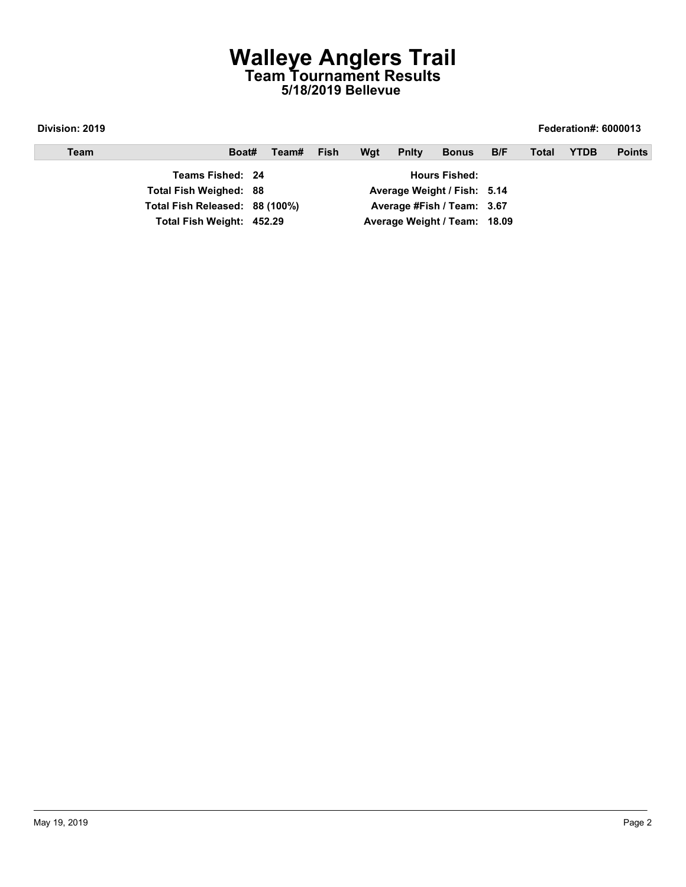# Walleye Anglers Trail

## Team Tournament Results

### 5/18/2019 Bellevue

**Division: 2019**

**Federation#: 6000013**

| Team | Boat# | Team# | Fish | Wgt | Pnlty | Bonus | B/F | Total | YTDB | Points |
|---|---|---|---|---|---|---|---|---|---|---|

**Teams Fished:** 24

**Total Fish Weighed:** 88

**Total Fish Released:** 88 (100%)

**Total Fish Weight:** 452.29

**Hours Fished:**

**Average Weight / Fish:** 5.14

**Average #Fish / Team:** 3.67

**Average Weight / Team:** 18.09

May 19, 2019